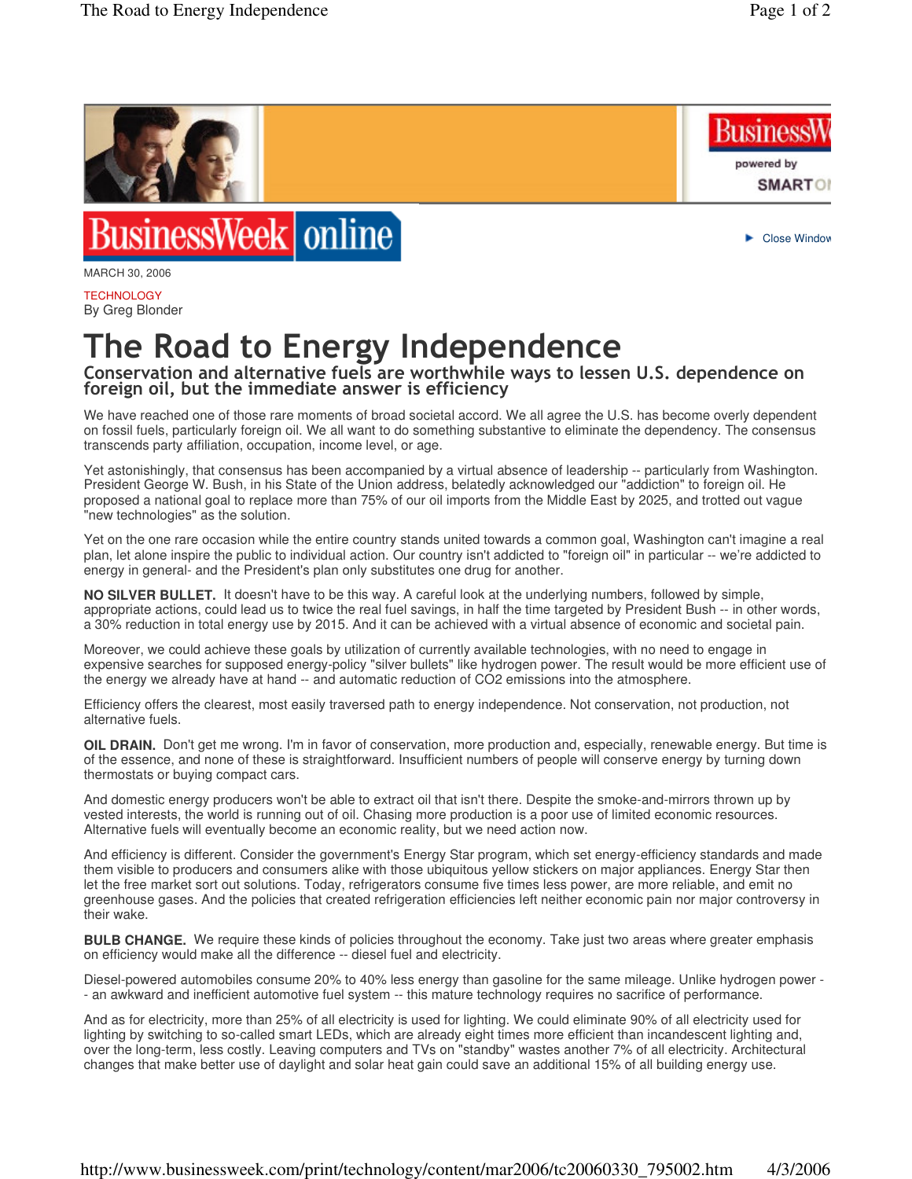MARCH 30, 2006

TECHNOLOGY
By Greg Blonder

# The Road to Energy Independence

## Conservation and alternative fuels are worthwhile ways to lessen U.S. dependence on foreign oil, but the immediate answer is efficiency

We have reached one of those rare moments of broad societal accord. We all agree the U.S. has become overly dependent on fossil fuels, particularly foreign oil. We all want to do something substantive to eliminate the dependency. The consensus transcends party affiliation, occupation, income level, or age.

Yet astonishingly, that consensus has been accompanied by a virtual absence of leadership -- particularly from Washington. President George W. Bush, in his State of the Union address, belatedly acknowledged our "addiction" to foreign oil. He proposed a national goal to replace more than 75% of our oil imports from the Middle East by 2025, and trotted out vague "new technologies" as the solution.

Yet on the one rare occasion while the entire country stands united towards a common goal, Washington can't imagine a real plan, let alone inspire the public to individual action. Our country isn't addicted to "foreign oil" in particular -- we're addicted to energy in general- and the President's plan only substitutes one drug for another.

**NO SILVER BULLET.** It doesn't have to be this way. A careful look at the underlying numbers, followed by simple, appropriate actions, could lead us to twice the real fuel savings, in half the time targeted by President Bush -- in other words, a 30% reduction in total energy use by 2015. And it can be achieved with a virtual absence of economic and societal pain.

Moreover, we could achieve these goals by utilization of currently available technologies, with no need to engage in expensive searches for supposed energy-policy "silver bullets" like hydrogen power. The result would be more efficient use of the energy we already have at hand -- and automatic reduction of $CO_2$ emissions into the atmosphere.

Efficiency offers the clearest, most easily traversed path to energy independence. Not conservation, not production, not alternative fuels.

**OIL DRAIN.** Don't get me wrong. I'm in favor of conservation, more production and, especially, renewable energy. But time is of the essence, and none of these is straightforward. Insufficient numbers of people will conserve energy by turning down thermostats or buying compact cars.

And domestic energy producers won't be able to extract oil that isn't there. Despite the smoke-and-mirrors thrown up by vested interests, the world is running out of oil. Chasing more production is a poor use of limited economic resources. Alternative fuels will eventually become an economic reality, but we need action now.

And efficiency is different. Consider the government's Energy Star program, which set energy-efficiency standards and made them visible to producers and consumers alike with those ubiquitous yellow stickers on major appliances. Energy Star then let the free market sort out solutions. Today, refrigerators consume five times less power, are more reliable, and emit no greenhouse gases. And the policies that created refrigeration efficiencies left neither economic pain nor major controversy in their wake.

**BULB CHANGE.** We require these kinds of policies throughout the economy. Take just two areas where greater emphasis on efficiency would make all the difference -- diesel fuel and electricity.

Diesel-powered automobiles consume 20% to 40% less energy than gasoline for the same mileage. Unlike hydrogen power -- an awkward and inefficient automotive fuel system -- this mature technology requires no sacrifice of performance.

And as for electricity, more than 25% of all electricity is used for lighting. We could eliminate 90% of all electricity used for lighting by switching to so-called smart LEDs, which are already eight times more efficient than incandescent lighting and, over the long-term, less costly. Leaving computers and TVs on "standby" wastes another 7% of all electricity. Architectural changes that make better use of daylight and solar heat gain could save an additional 15% of all building energy use.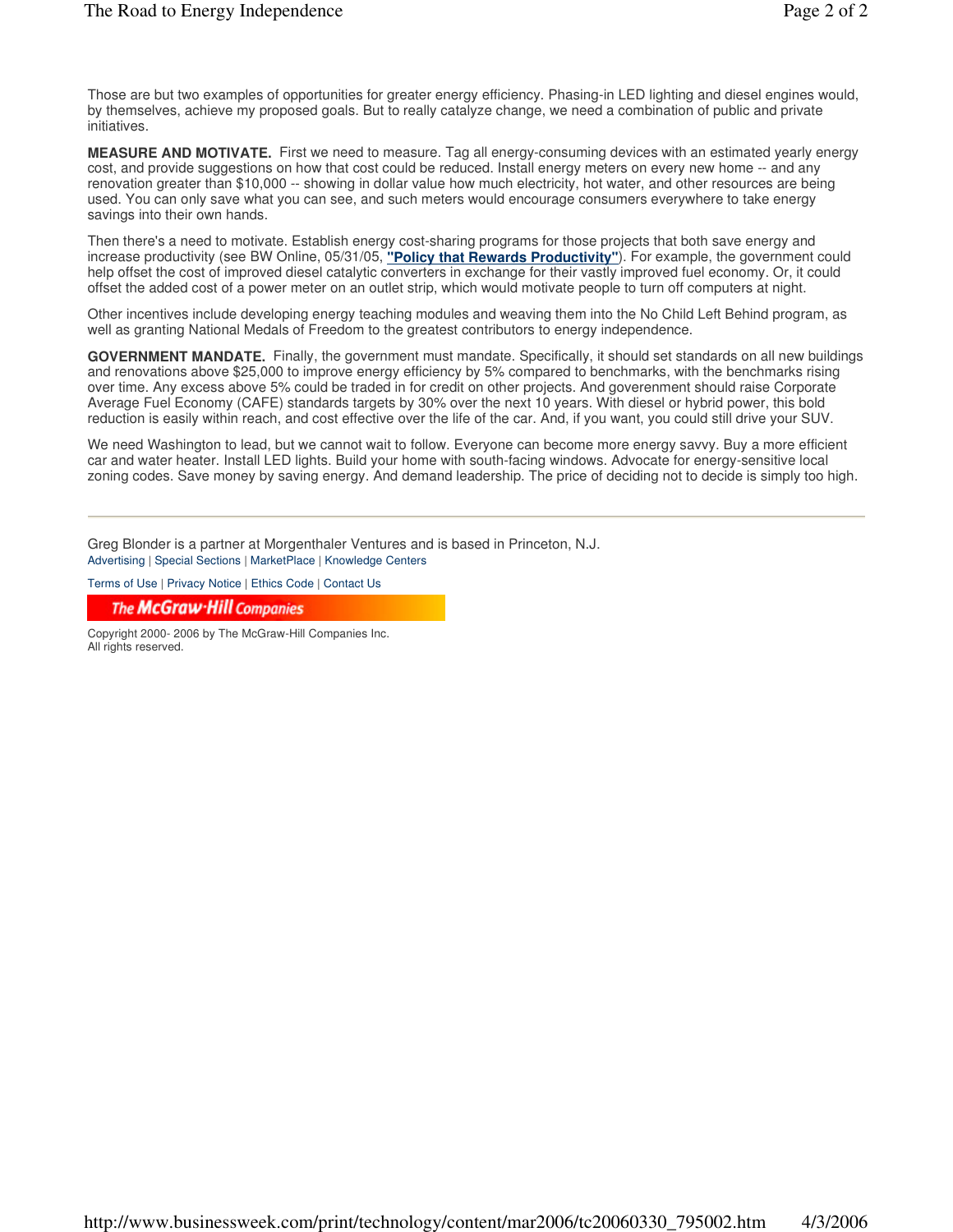Those are but two examples of opportunities for greater energy efficiency. Phasing-in LED lighting and diesel engines would, by themselves, achieve my proposed goals. But to really catalyze change, we need a combination of public and private initiatives.

**MEASURE AND MOTIVATE.** First we need to measure. Tag all energy-consuming devices with an estimated yearly energy cost, and provide suggestions on how that cost could be reduced. Install energy meters on every new home -- and any renovation greater than $10,000 -- showing in dollar value how much electricity, hot water, and other resources are being used. You can only save what you can see, and such meters would encourage consumers everywhere to take energy savings into their own hands.

Then there's a need to motivate. Establish energy cost-sharing programs for those projects that both save energy and increase productivity (see BW Online, 05/31/05, **"Policy that Rewards Productivity"**). For example, the government could help offset the cost of improved diesel catalytic converters in exchange for their vastly improved fuel economy. Or, it could offset the added cost of a power meter on an outlet strip, which would motivate people to turn off computers at night.

Other incentives include developing energy teaching modules and weaving them into the No Child Left Behind program, as well as granting National Medals of Freedom to the greatest contributors to energy independence.

**GOVERNMENT MANDATE.** Finally, the government must mandate. Specifically, it should set standards on all new buildings and renovations above $25,000 to improve energy efficiency by 5% compared to benchmarks, with the benchmarks rising over time. Any excess above 5% could be traded in for credit on other projects. And goverenment should raise Corporate Average Fuel Economy (CAFE) standards targets by 30% over the next 10 years. With diesel or hybrid power, this bold reduction is easily within reach, and cost effective over the life of the car. And, if you want, you could still drive your SUV.

We need Washington to lead, but we cannot wait to follow. Everyone can become more energy savvy. Buy a more efficient car and water heater. Install LED lights. Build your home with south-facing windows. Advocate for energy-sensitive local zoning codes. Save money by saving energy. And demand leadership. The price of deciding not to decide is simply too high.

---

Greg Blonder is a partner at Morgenthaler Ventures and is based in Princeton, N.J.

Advertising | Special Sections | MarketPlace | Knowledge Centers

Terms of Use | Privacy Notice | Ethics Code | Contact Us

The McGraw-Hill Companies

Copyright 2000- 2006 by The McGraw-Hill Companies Inc.
All rights reserved.